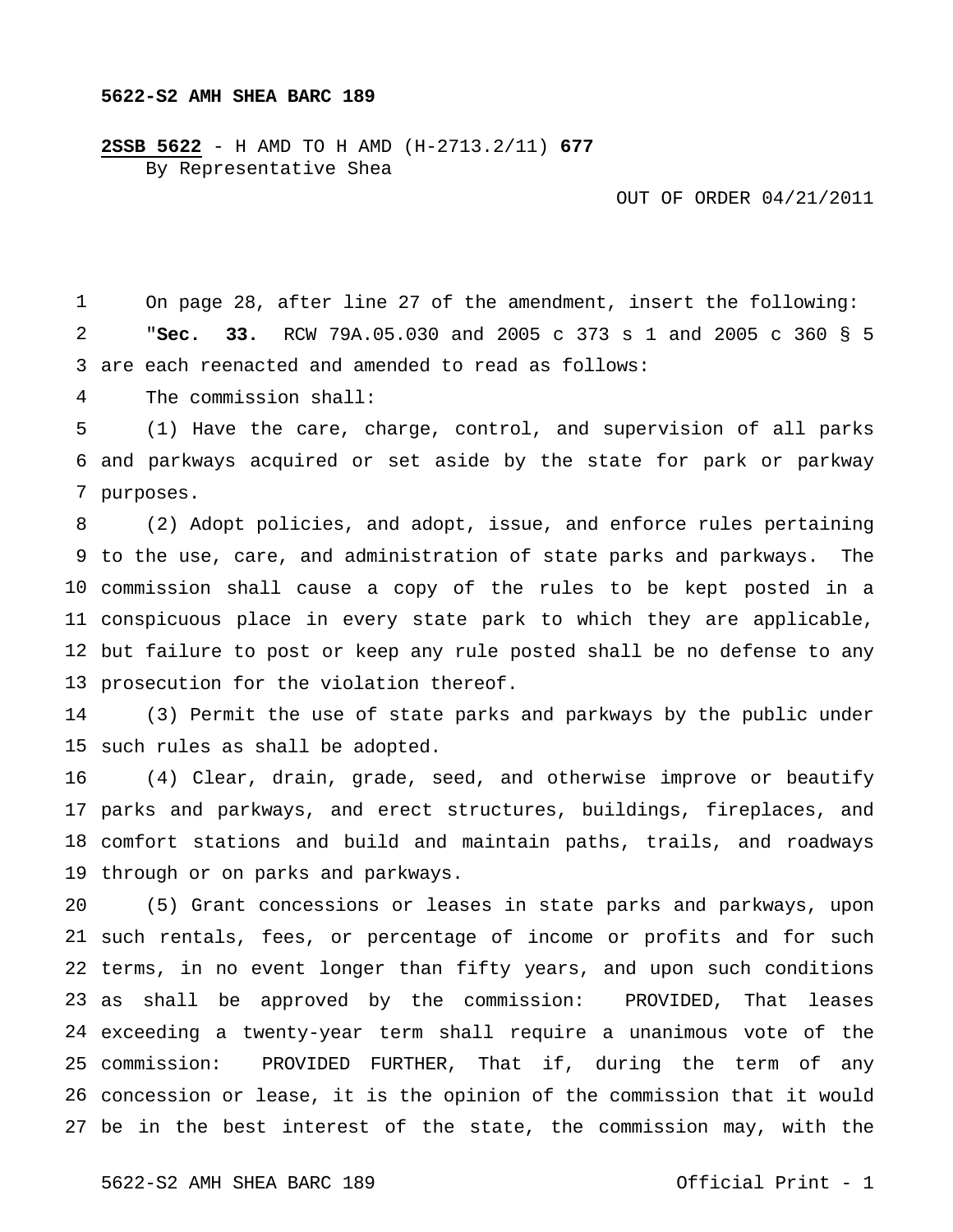**5622-S2 AMH SHEA BARC 189**

**2SSB 5622** - H AMD TO H AMD (H-2713.2/11) **677**
By Representative Shea

OUT OF ORDER 04/21/2011

On page 28, after line 27 of the amendment, insert the following:

"**Sec. 33.** RCW 79A.05.030 and 2005 c 373 s 1 and 2005 c 360 § 5 are each reenacted and amended to read as follows:

The commission shall:

(1) Have the care, charge, control, and supervision of all parks and parkways acquired or set aside by the state for park or parkway purposes.

(2) Adopt policies, and adopt, issue, and enforce rules pertaining to the use, care, and administration of state parks and parkways. The commission shall cause a copy of the rules to be kept posted in a conspicuous place in every state park to which they are applicable, but failure to post or keep any rule posted shall be no defense to any prosecution for the violation thereof.

(3) Permit the use of state parks and parkways by the public under such rules as shall be adopted.

(4) Clear, drain, grade, seed, and otherwise improve or beautify parks and parkways, and erect structures, buildings, fireplaces, and comfort stations and build and maintain paths, trails, and roadways through or on parks and parkways.

(5) Grant concessions or leases in state parks and parkways, upon such rentals, fees, or percentage of income or profits and for such terms, in no event longer than fifty years, and upon such conditions as shall be approved by the commission: PROVIDED, That leases exceeding a twenty-year term shall require a unanimous vote of the commission: PROVIDED FURTHER, That if, during the term of any concession or lease, it is the opinion of the commission that it would be in the best interest of the state, the commission may, with the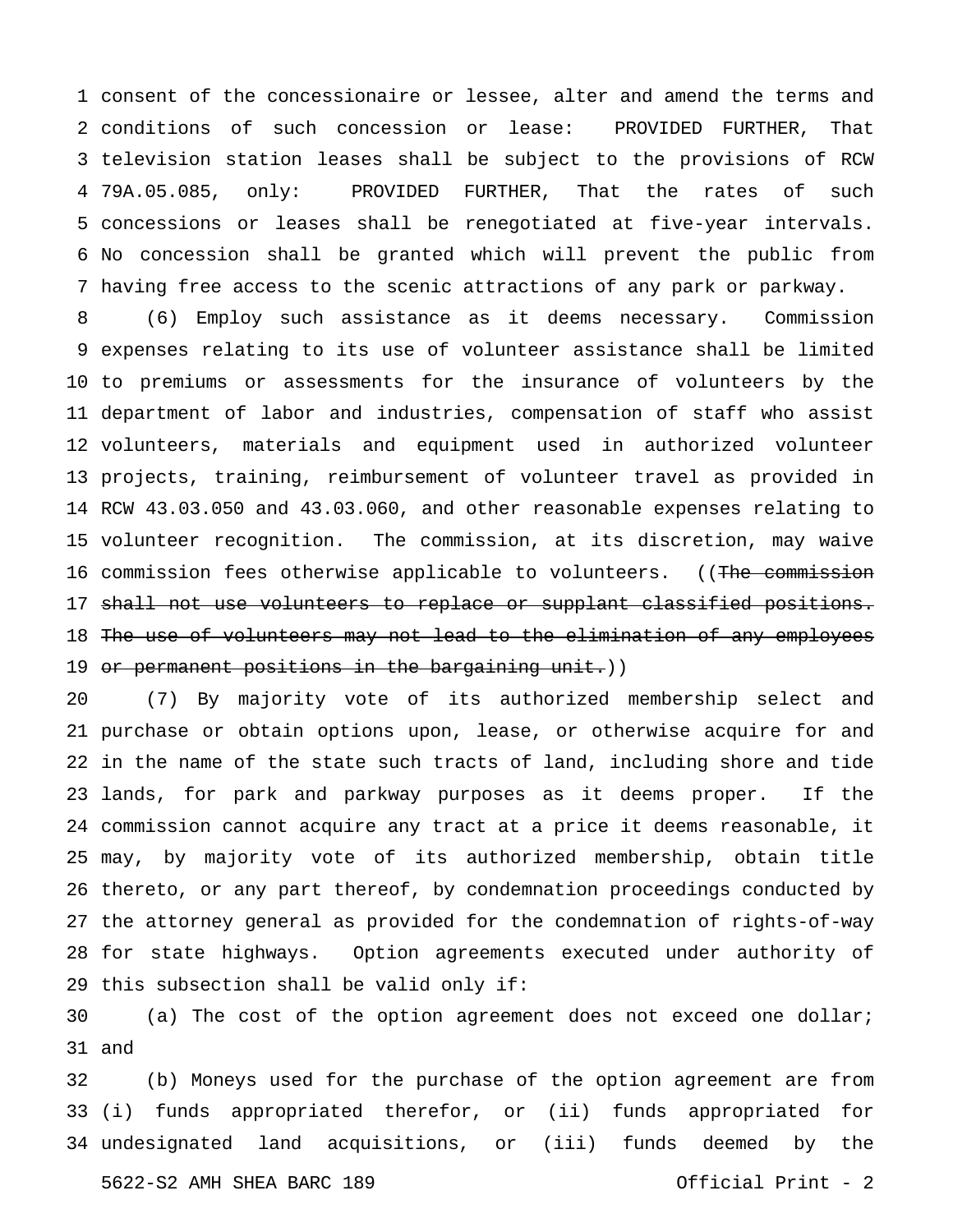consent of the concessionaire or lessee, alter and amend the terms and conditions of such concession or lease: PROVIDED FURTHER, That television station leases shall be subject to the provisions of RCW 79A.05.085, only: PROVIDED FURTHER, That the rates of such concessions or leases shall be renegotiated at five-year intervals. No concession shall be granted which will prevent the public from having free access to the scenic attractions of any park or parkway.

(6) Employ such assistance as it deems necessary. Commission expenses relating to its use of volunteer assistance shall be limited to premiums or assessments for the insurance of volunteers by the department of labor and industries, compensation of staff who assist volunteers, materials and equipment used in authorized volunteer projects, training, reimbursement of volunteer travel as provided in RCW 43.03.050 and 43.03.060, and other reasonable expenses relating to volunteer recognition. The commission, at its discretion, may waive commission fees otherwise applicable to volunteers. ((~~The commission shall not use volunteers to replace or supplant classified positions. The use of volunteers may not lead to the elimination of any employees or permanent positions in the bargaining unit.~~))

(7) By majority vote of its authorized membership select and purchase or obtain options upon, lease, or otherwise acquire for and in the name of the state such tracts of land, including shore and tide lands, for park and parkway purposes as it deems proper. If the commission cannot acquire any tract at a price it deems reasonable, it may, by majority vote of its authorized membership, obtain title thereto, or any part thereof, by condemnation proceedings conducted by the attorney general as provided for the condemnation of rights-of-way for state highways. Option agreements executed under authority of this subsection shall be valid only if:

(a) The cost of the option agreement does not exceed one dollar; and

(b) Moneys used for the purchase of the option agreement are from (i) funds appropriated therefor, or (ii) funds appropriated for undesignated land acquisitions, or (iii) funds deemed by the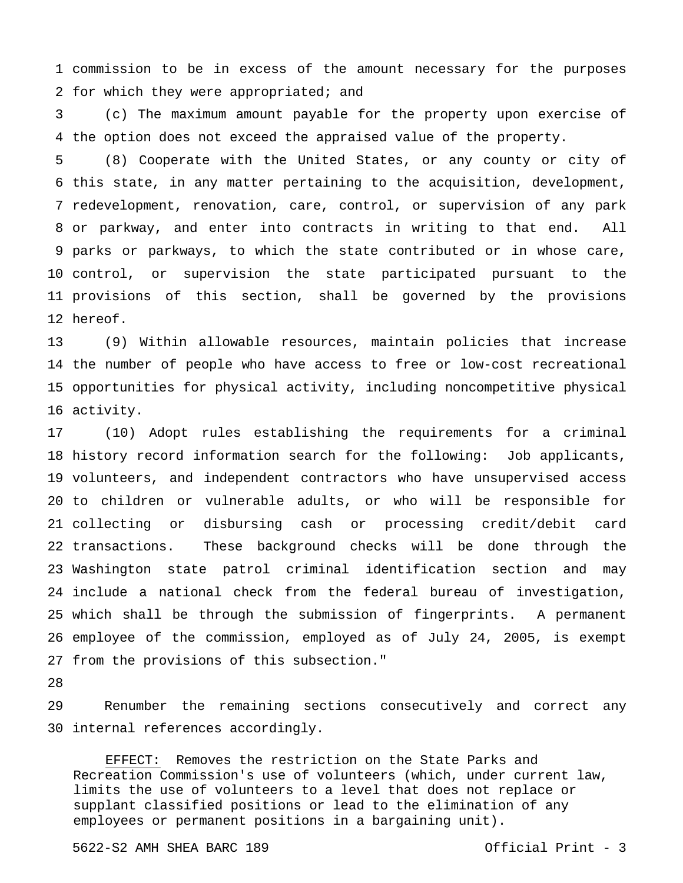commission to be in excess of the amount necessary for the purposes for which they were appropriated; and

(c) The maximum amount payable for the property upon exercise of the option does not exceed the appraised value of the property.

(8) Cooperate with the United States, or any county or city of this state, in any matter pertaining to the acquisition, development, redevelopment, renovation, care, control, or supervision of any park or parkway, and enter into contracts in writing to that end. All parks or parkways, to which the state contributed or in whose care, control, or supervision the state participated pursuant to the provisions of this section, shall be governed by the provisions hereof.

(9) Within allowable resources, maintain policies that increase the number of people who have access to free or low-cost recreational opportunities for physical activity, including noncompetitive physical activity.

(10) Adopt rules establishing the requirements for a criminal history record information search for the following: Job applicants, volunteers, and independent contractors who have unsupervised access to children or vulnerable adults, or who will be responsible for collecting or disbursing cash or processing credit/debit card transactions. These background checks will be done through the Washington state patrol criminal identification section and may include a national check from the federal bureau of investigation, which shall be through the submission of fingerprints. A permanent employee of the commission, employed as of July 24, 2005, is exempt from the provisions of this subsection."

Renumber the remaining sections consecutively and correct any internal references accordingly.

EFFECT: Removes the restriction on the State Parks and Recreation Commission's use of volunteers (which, under current law, limits the use of volunteers to a level that does not replace or supplant classified positions or lead to the elimination of any employees or permanent positions in a bargaining unit).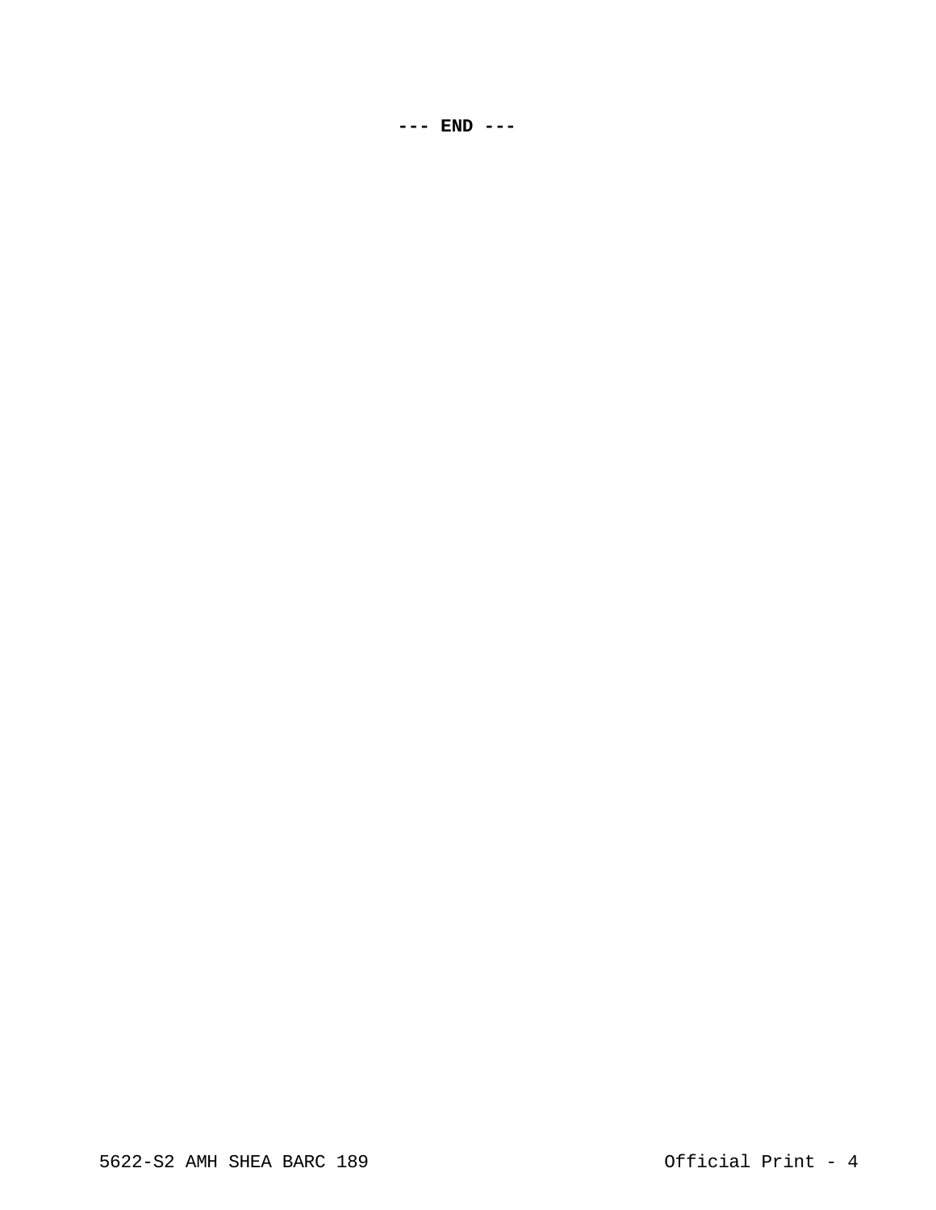**--- END ---**